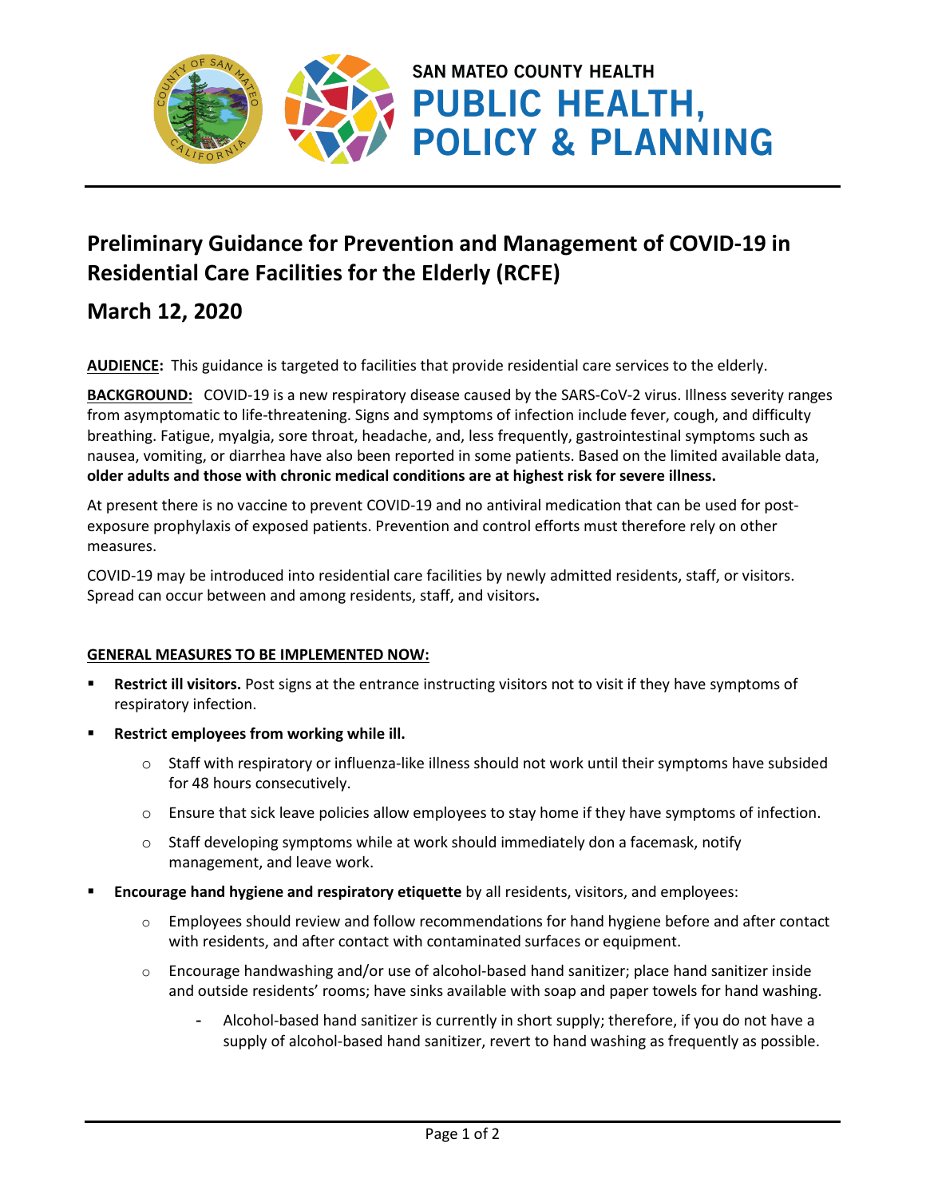SAN MATEO COUNTY HEALTH

**PUBLIC HEALTH, POLICY & PLANNING**

# Preliminary Guidance for Prevention and Management of COVID-19 in Residential Care Facilities for the Elderly (RCFE)

## March 12, 2020

**AUDIENCE:** This guidance is targeted to facilities that provide residential care services to the elderly.

**BACKGROUND:** COVID-19 is a new respiratory disease caused by the SARS-CoV-2 virus. Illness severity ranges from asymptomatic to life-threatening. Signs and symptoms of infection include fever, cough, and difficulty breathing. Fatigue, myalgia, sore throat, headache, and, less frequently, gastrointestinal symptoms such as nausea, vomiting, or diarrhea have also been reported in some patients. Based on the limited available data, **older adults and those with chronic medical conditions are at highest risk for severe illness.**

At present there is no vaccine to prevent COVID-19 and no antiviral medication that can be used for post-exposure prophylaxis of exposed patients. Prevention and control efforts must therefore rely on other measures.

COVID-19 may be introduced into residential care facilities by newly admitted residents, staff, or visitors. Spread can occur between and among residents, staff, and visitors.

**GENERAL MEASURES TO BE IMPLEMENTED NOW:**

- **Restrict ill visitors.** Post signs at the entrance instructing visitors not to visit if they have symptoms of respiratory infection.
- **Restrict employees from working while ill.**
  - Staff with respiratory or influenza-like illness should not work until their symptoms have subsided for 48 hours consecutively.
  - Ensure that sick leave policies allow employees to stay home if they have symptoms of infection.
  - Staff developing symptoms while at work should immediately don a facemask, notify management, and leave work.
- **Encourage hand hygiene and respiratory etiquette** by all residents, visitors, and employees:
  - Employees should review and follow recommendations for hand hygiene before and after contact with residents, and after contact with contaminated surfaces or equipment.
  - Encourage handwashing and/or use of alcohol-based hand sanitizer; place hand sanitizer inside and outside residents' rooms; have sinks available with soap and paper towels for hand washing.
    - Alcohol-based hand sanitizer is currently in short supply; therefore, if you do not have a supply of alcohol-based hand sanitizer, revert to hand washing as frequently as possible.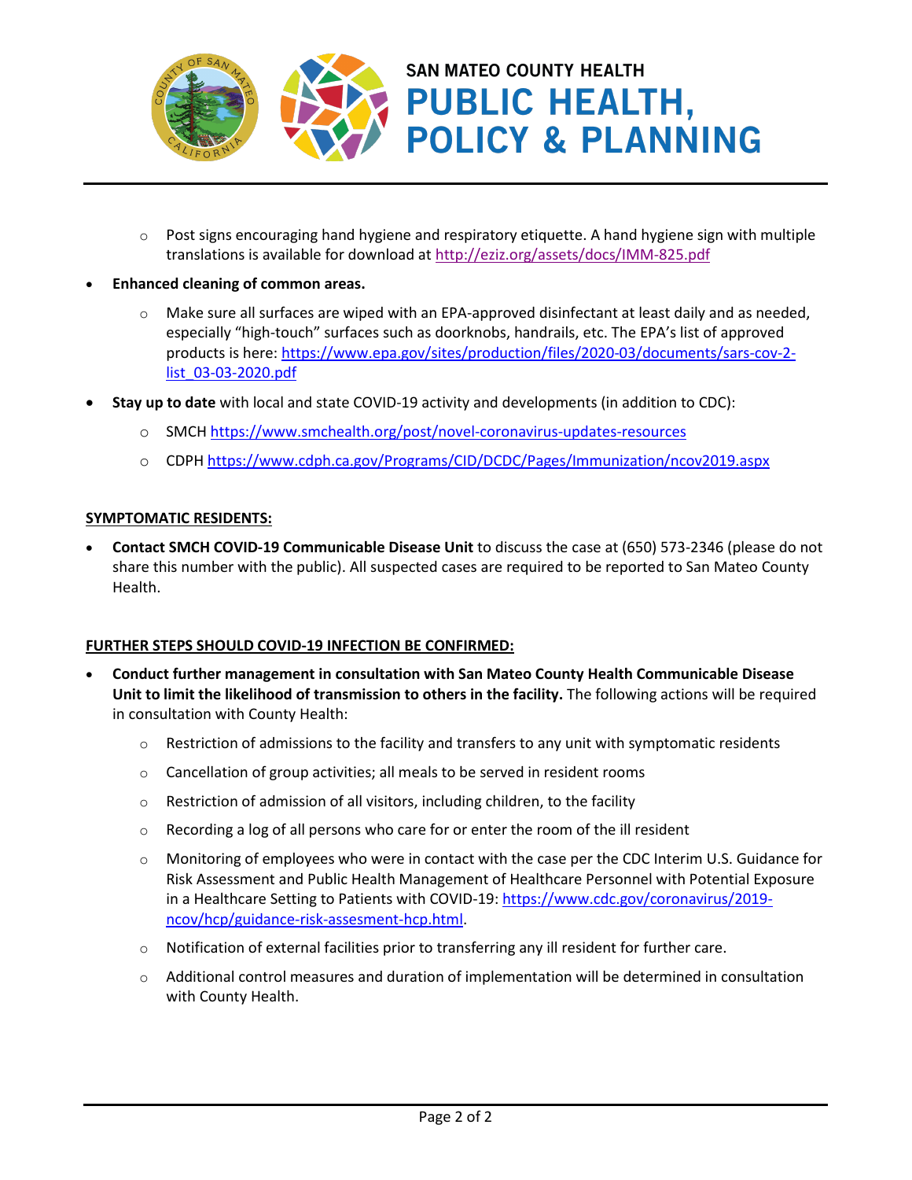- Post signs encouraging hand hygiene and respiratory etiquette. A hand hygiene sign with multiple translations is available for download at http://eziz.org/assets/docs/IMM-825.pdf

- **Enhanced cleaning of common areas.**
   - Make sure all surfaces are wiped with an EPA-approved disinfectant at least daily and as needed, especially "high-touch" surfaces such as doorknobs, handrails, etc. The EPA's list of approved products is here: https://www.epa.gov/sites/production/files/2020-03/documents/sars-cov-2-list_03-03-2020.pdf

- **Stay up to date** with local and state COVID-19 activity and developments (in addition to CDC):
   - SMCH https://www.smchealth.org/post/novel-coronavirus-updates-resources
   - CDPH https://www.cdph.ca.gov/Programs/CID/DCDC/Pages/Immunization/ncov2019.aspx

**SYMPTOMATIC RESIDENTS:**

- **Contact SMCH COVID-19 Communicable Disease Unit** to discuss the case at (650) 573-2346 (please do not share this number with the public). All suspected cases are required to be reported to San Mateo County Health.

**FURTHER STEPS SHOULD COVID-19 INFECTION BE CONFIRMED:**

- **Conduct further management in consultation with San Mateo County Health Communicable Disease Unit to limit the likelihood of transmission to others in the facility.** The following actions will be required in consultation with County Health:
   - Restriction of admissions to the facility and transfers to any unit with symptomatic residents
   - Cancellation of group activities; all meals to be served in resident rooms
   - Restriction of admission of all visitors, including children, to the facility
   - Recording a log of all persons who care for or enter the room of the ill resident
   - Monitoring of employees who were in contact with the case per the CDC Interim U.S. Guidance for Risk Assessment and Public Health Management of Healthcare Personnel with Potential Exposure in a Healthcare Setting to Patients with COVID-19: https://www.cdc.gov/coronavirus/2019-ncov/hcp/guidance-risk-assesment-hcp.html.
   - Notification of external facilities prior to transferring any ill resident for further care.
   - Additional control measures and duration of implementation will be determined in consultation with County Health.